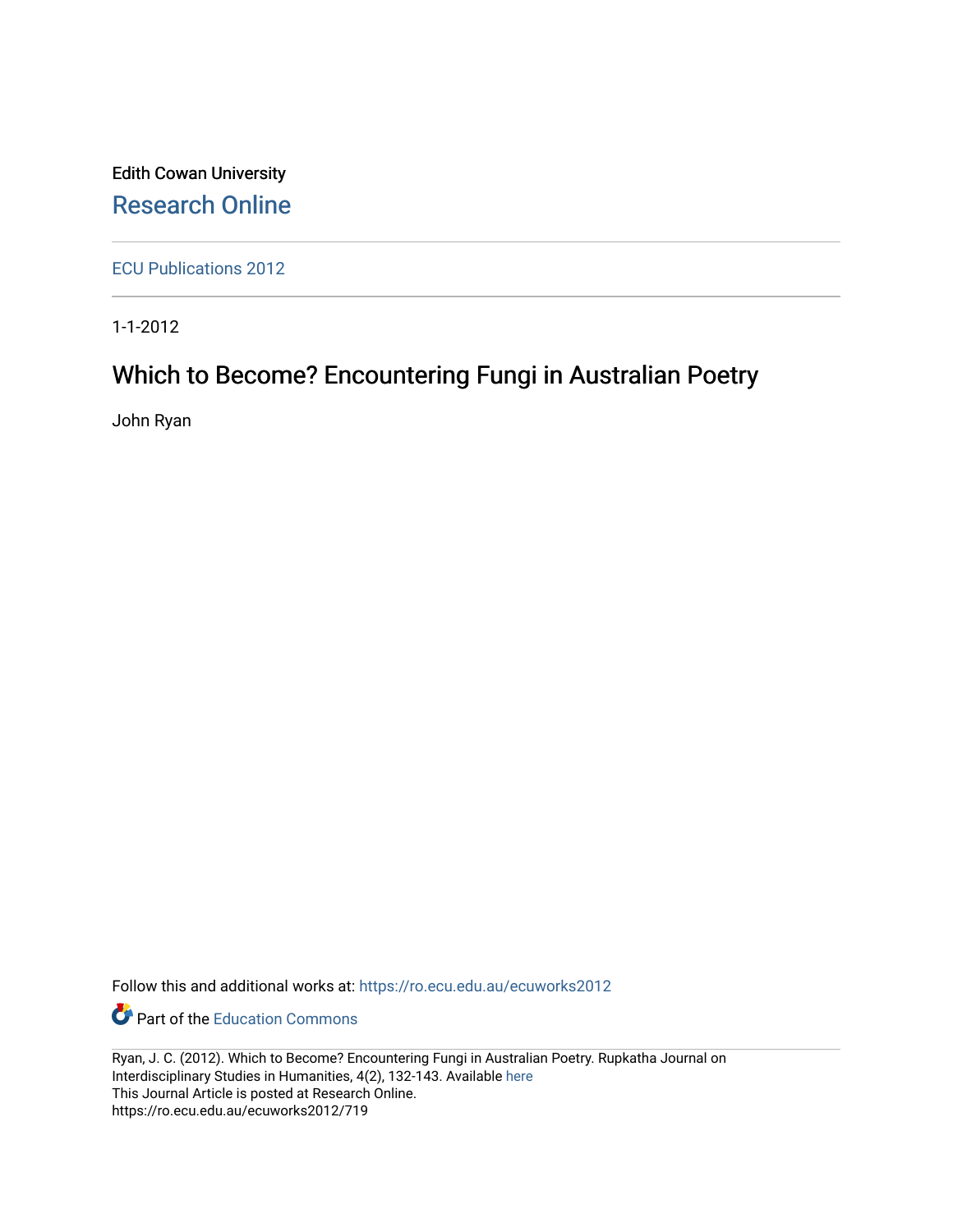Edith Cowan University

Research Online

ECU Publications 2012

1-1-2012

# Which to Become? Encountering Fungi in Australian Poetry

John Ryan

Follow this and additional works at: https://ro.ecu.edu.au/ecuworks2012

Part of the Education Commons

Ryan, J. C. (2012). Which to Become? Encountering Fungi in Australian Poetry. Rupkatha Journal on Interdisciplinary Studies in Humanities, 4(2), 132-143. Available here
This Journal Article is posted at Research Online.
https://ro.ecu.edu.au/ecuworks2012/719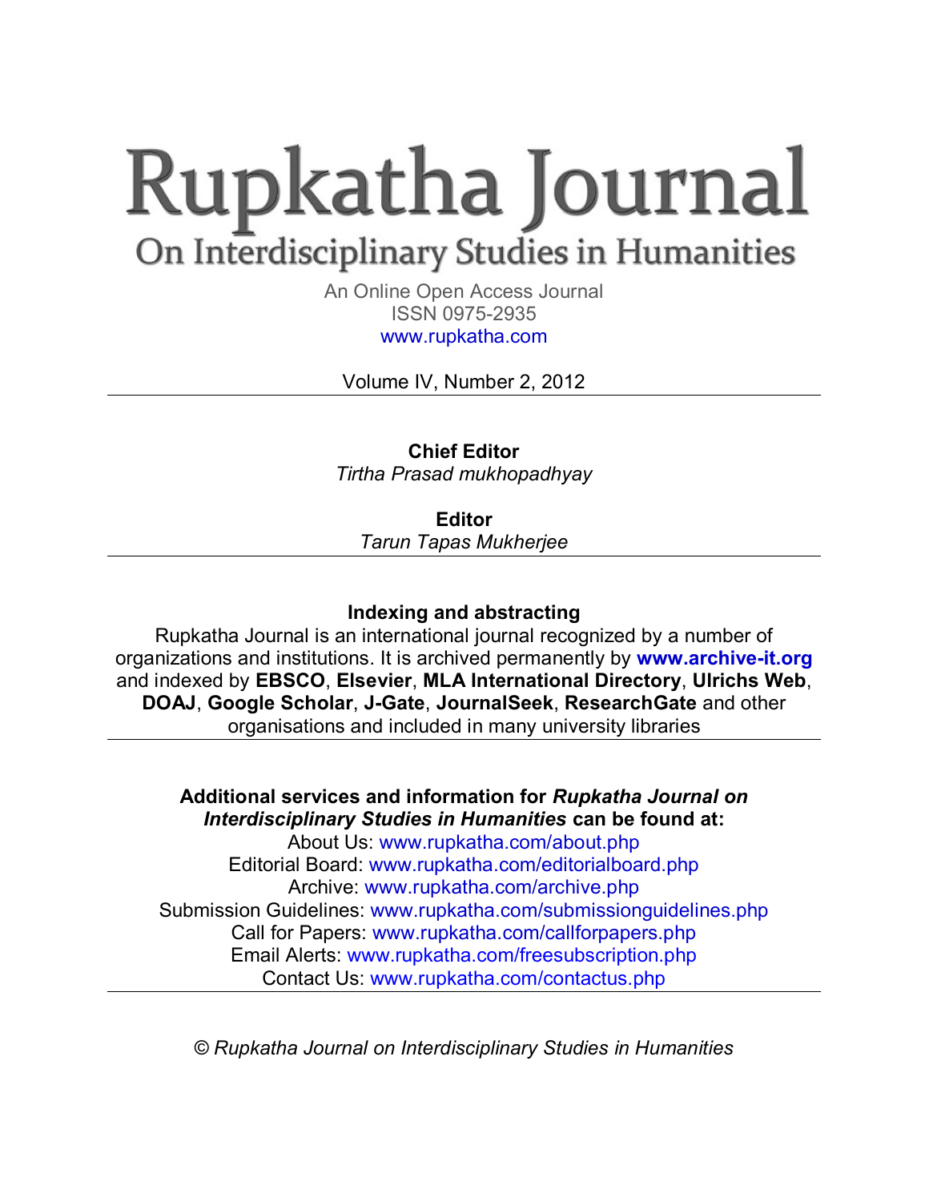# Rupkatha Journal

## On Interdisciplinary Studies in Humanities

An Online Open Access Journal
ISSN 0975-2935
www.rupkatha.com

Volume IV, Number 2, 2012

---

**Chief Editor**
*Tirtha Prasad mukhopadhyay*

**Editor**
*Tarun Tapas Mukherjee*

---

**Indexing and abstracting**

Rupkatha Journal is an international journal recognized by a number of organizations and institutions. It is archived permanently by **www.archive-it.org** and indexed by **EBSCO**, **Elsevier**, **MLA International Directory**, **Ulrichs Web**, **DOAJ**, **Google Scholar**, **J-Gate**, **JournalSeek**, **ResearchGate** and other organisations and included in many university libraries

---

**Additional services and information for *Rupkatha Journal on Interdisciplinary Studies in Humanities* can be found at:**

About Us: www.rupkatha.com/about.php
Editorial Board: www.rupkatha.com/editorialboard.php
Archive: www.rupkatha.com/archive.php
Submission Guidelines: www.rupkatha.com/submissionguidelines.php
Call for Papers: www.rupkatha.com/callforpapers.php
Email Alerts: www.rupkatha.com/freesubscription.php
Contact Us: www.rupkatha.com/contactus.php

---

*© Rupkatha Journal on Interdisciplinary Studies in Humanities*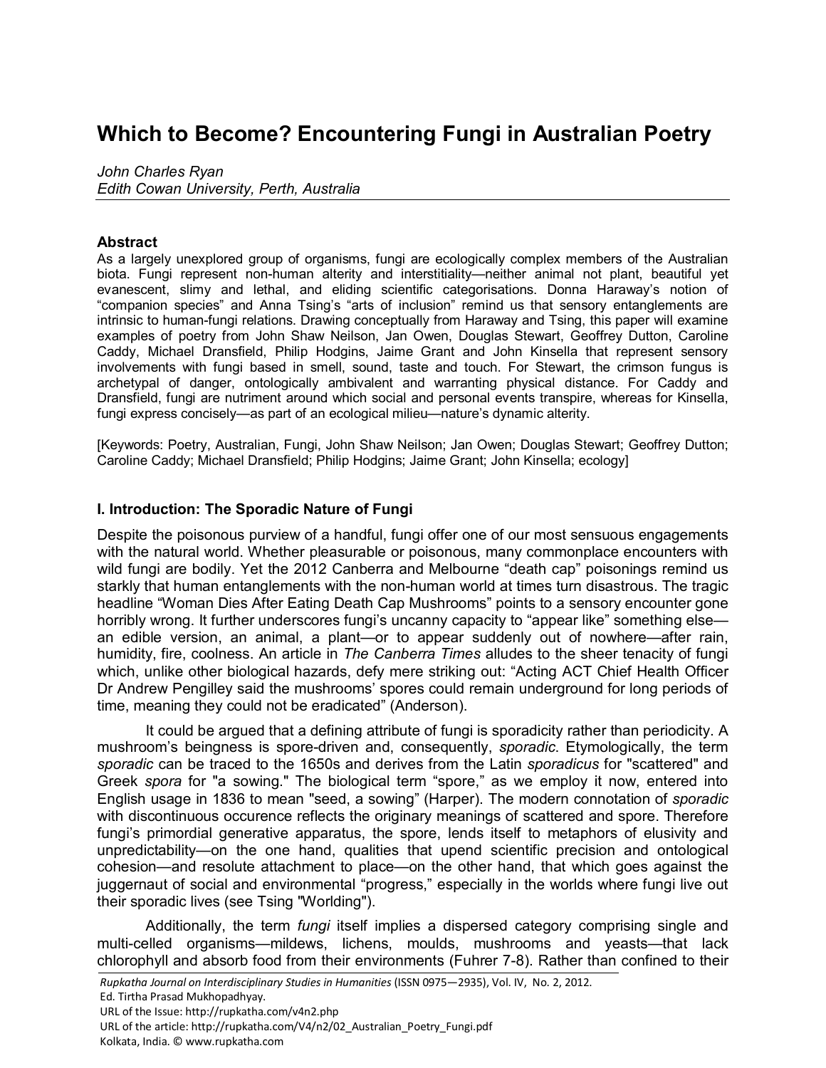# Which to Become? Encountering Fungi in Australian Poetry

*John Charles Ryan*
*Edith Cowan University, Perth, Australia*

### Abstract

As a largely unexplored group of organisms, fungi are ecologically complex members of the Australian biota. Fungi represent non-human alterity and interstitiality—neither animal not plant, beautiful yet evanescent, slimy and lethal, and eliding scientific categorisations. Donna Haraway's notion of "companion species" and Anna Tsing's "arts of inclusion" remind us that sensory entanglements are intrinsic to human-fungi relations. Drawing conceptually from Haraway and Tsing, this paper will examine examples of poetry from John Shaw Neilson, Jan Owen, Douglas Stewart, Geoffrey Dutton, Caroline Caddy, Michael Dransfield, Philip Hodgins, Jaime Grant and John Kinsella that represent sensory involvements with fungi based in smell, sound, taste and touch. For Stewart, the crimson fungus is archetypal of danger, ontologically ambivalent and warranting physical distance. For Caddy and Dransfield, fungi are nutriment around which social and personal events transpire, whereas for Kinsella, fungi express concisely—as part of an ecological milieu—nature's dynamic alterity.

[Keywords: Poetry, Australian, Fungi, John Shaw Neilson; Jan Owen; Douglas Stewart; Geoffrey Dutton; Caroline Caddy; Michael Dransfield; Philip Hodgins; Jaime Grant; John Kinsella; ecology]

### I. Introduction: The Sporadic Nature of Fungi

Despite the poisonous purview of a handful, fungi offer one of our most sensuous engagements with the natural world. Whether pleasurable or poisonous, many commonplace encounters with wild fungi are bodily. Yet the 2012 Canberra and Melbourne "death cap" poisonings remind us starkly that human entanglements with the non-human world at times turn disastrous. The tragic headline "Woman Dies After Eating Death Cap Mushrooms" points to a sensory encounter gone horribly wrong. It further underscores fungi's uncanny capacity to "appear like" something else—an edible version, an animal, a plant—or to appear suddenly out of nowhere—after rain, humidity, fire, coolness. An article in *The Canberra Times* alludes to the sheer tenacity of fungi which, unlike other biological hazards, defy mere striking out: "Acting ACT Chief Health Officer Dr Andrew Pengilley said the mushrooms' spores could remain underground for long periods of time, meaning they could not be eradicated" (Anderson).

It could be argued that a defining attribute of fungi is sporadicity rather than periodicity. A mushroom's beingness is spore-driven and, consequently, *sporadic*. Etymologically, the term *sporadic* can be traced to the 1650s and derives from the Latin *sporadicus* for "scattered" and Greek *spora* for "a sowing." The biological term "spore," as we employ it now, entered into English usage in 1836 to mean "seed, a sowing" (Harper). The modern connotation of *sporadic* with discontinuous occurence reflects the originary meanings of scattered and spore. Therefore fungi's primordial generative apparatus, the spore, lends itself to metaphors of elusivity and unpredictability—on the one hand, qualities that upend scientific precision and ontological cohesion—and resolute attachment to place—on the other hand, that which goes against the juggernaut of social and environmental "progress," especially in the worlds where fungi live out their sporadic lives (see Tsing "Worlding").

Additionally, the term *fungi* itself implies a dispersed category comprising single and multi-celled organisms—mildews, lichens, moulds, mushrooms and yeasts—that lack chlorophyll and absorb food from their environments (Fuhrer 7-8). Rather than confined to their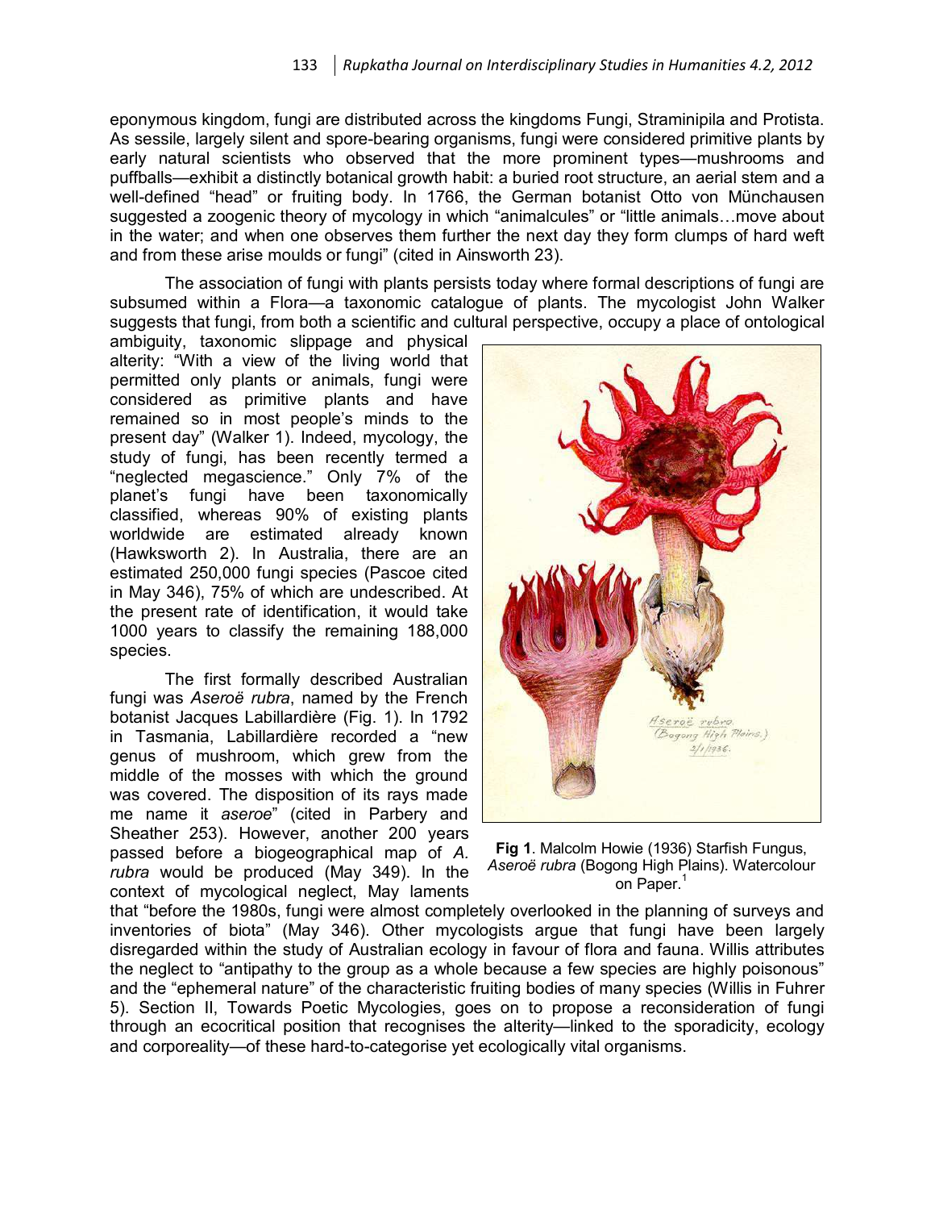eponymous kingdom, fungi are distributed across the kingdoms Fungi, Straminipila and Protista. As sessile, largely silent and spore-bearing organisms, fungi were considered primitive plants by early natural scientists who observed that the more prominent types—mushrooms and puffballs—exhibit a distinctly botanical growth habit: a buried root structure, an aerial stem and a well-defined "head" or fruiting body. In 1766, the German botanist Otto von Münchausen suggested a zoogenic theory of mycology in which "animalcules" or "little animals…move about in the water; and when one observes them further the next day they form clumps of hard weft and from these arise moulds or fungi" (cited in Ainsworth 23).

The association of fungi with plants persists today where formal descriptions of fungi are subsumed within a Flora—a taxonomic catalogue of plants. The mycologist John Walker suggests that fungi, from both a scientific and cultural perspective, occupy a place of ontological ambiguity, taxonomic slippage and physical alterity: "With a view of the living world that permitted only plants or animals, fungi were considered as primitive plants and have remained so in most people's minds to the present day" (Walker 1). Indeed, mycology, the study of fungi, has been recently termed a "neglected megascience." Only 7% of the planet's fungi have been taxonomically classified, whereas 90% of existing plants worldwide are estimated already known (Hawksworth 2). In Australia, there are an estimated 250,000 fungi species (Pascoe cited in May 346), 75% of which are undescribed. At the present rate of identification, it would take 1000 years to classify the remaining 188,000 species.

The first formally described Australian fungi was *Aseroë rubra*, named by the French botanist Jacques Labillardière (Fig. 1). In 1792 in Tasmania, Labillardière recorded a "new genus of mushroom, which grew from the middle of the mosses with which the ground was covered. The disposition of its rays made me name it *aseroe*" (cited in Parbery and Sheather 253). However, another 200 years passed before a biogeographical map of *A. rubra* would be produced (May 349). In the context of mycological neglect, May laments that "before the 1980s, fungi were almost completely overlooked in the planning of surveys and inventories of biota" (May 346). Other mycologists argue that fungi have been largely disregarded within the study of Australian ecology in favour of flora and fauna. Willis attributes the neglect to "antipathy to the group as a whole because a few species are highly poisonous" and the "ephemeral nature" of the characteristic fruiting bodies of many species (Willis in Fuhrer 5). Section II, Towards Poetic Mycologies, goes on to propose a reconsideration of fungi through an ecocritical position that recognises the alterity—linked to the sporadicity, ecology and corporeality—of these hard-to-categorise yet ecologically vital organisms.

**Fig 1**. Malcolm Howie (1936) Starfish Fungus, *Aseroë rubra* (Bogong High Plains). Watercolour on Paper.[1]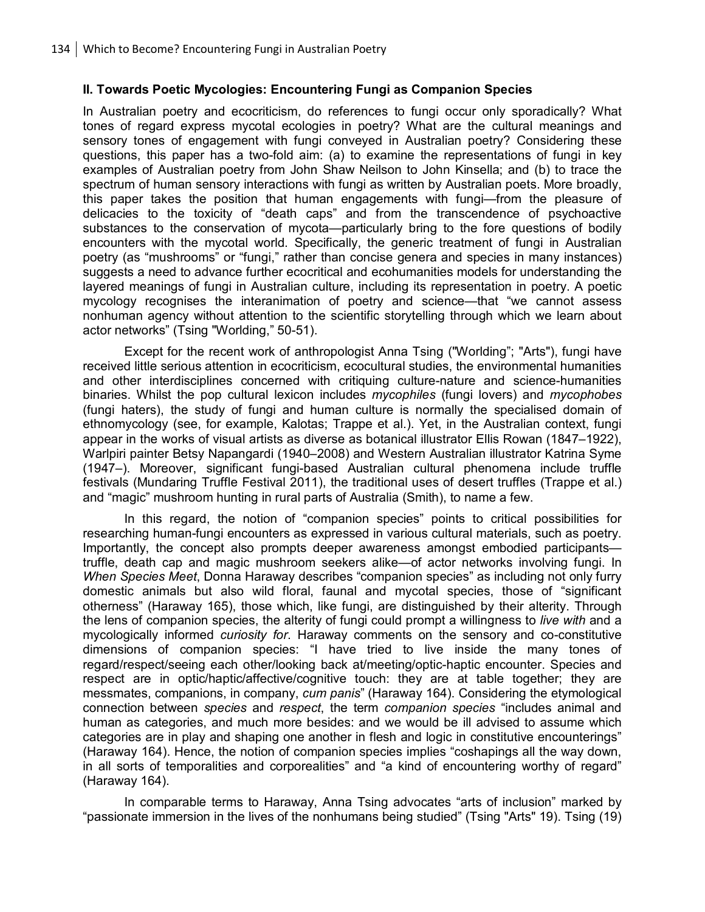## II. Towards Poetic Mycologies: Encountering Fungi as Companion Species

In Australian poetry and ecocriticism, do references to fungi occur only sporadically? What tones of regard express mycotal ecologies in poetry? What are the cultural meanings and sensory tones of engagement with fungi conveyed in Australian poetry? Considering these questions, this paper has a two-fold aim: (a) to examine the representations of fungi in key examples of Australian poetry from John Shaw Neilson to John Kinsella; and (b) to trace the spectrum of human sensory interactions with fungi as written by Australian poets. More broadly, this paper takes the position that human engagements with fungi—from the pleasure of delicacies to the toxicity of "death caps" and from the transcendence of psychoactive substances to the conservation of mycota—particularly bring to the fore questions of bodily encounters with the mycotal world. Specifically, the generic treatment of fungi in Australian poetry (as "mushrooms" or "fungi," rather than concise genera and species in many instances) suggests a need to advance further ecocritical and ecohumanities models for understanding the layered meanings of fungi in Australian culture, including its representation in poetry. A poetic mycology recognises the interanimation of poetry and science—that "we cannot assess nonhuman agency without attention to the scientific storytelling through which we learn about actor networks" (Tsing "Worlding," 50-51).

Except for the recent work of anthropologist Anna Tsing ("Worlding"; "Arts"), fungi have received little serious attention in ecocriticism, ecocultural studies, the environmental humanities and other interdisciplines concerned with critiquing culture-nature and science-humanities binaries. Whilst the pop cultural lexicon includes *mycophiles* (fungi lovers) and *mycophobes* (fungi haters), the study of fungi and human culture is normally the specialised domain of ethnomycology (see, for example, Kalotas; Trappe et al.). Yet, in the Australian context, fungi appear in the works of visual artists as diverse as botanical illustrator Ellis Rowan (1847–1922), Warlpiri painter Betsy Napangardi (1940–2008) and Western Australian illustrator Katrina Syme (1947–). Moreover, significant fungi-based Australian cultural phenomena include truffle festivals (Mundaring Truffle Festival 2011), the traditional uses of desert truffles (Trappe et al.) and "magic" mushroom hunting in rural parts of Australia (Smith), to name a few.

In this regard, the notion of "companion species" points to critical possibilities for researching human-fungi encounters as expressed in various cultural materials, such as poetry. Importantly, the concept also prompts deeper awareness amongst embodied participants—truffle, death cap and magic mushroom seekers alike—of actor networks involving fungi. In *When Species Meet*, Donna Haraway describes "companion species" as including not only furry domestic animals but also wild floral, faunal and mycotal species, those of "significant otherness" (Haraway 165), those which, like fungi, are distinguished by their alterity. Through the lens of companion species, the alterity of fungi could prompt a willingness to *live with* and a mycologically informed *curiosity for*. Haraway comments on the sensory and co-constitutive dimensions of companion species: "I have tried to live inside the many tones of regard/respect/seeing each other/looking back at/meeting/optic-haptic encounter. Species and respect are in optic/haptic/affective/cognitive touch: they are at table together; they are messmates, companions, in company, *cum panis*" (Haraway 164). Considering the etymological connection between *species* and *respect*, the term *companion species* "includes animal and human as categories, and much more besides: and we would be ill advised to assume which categories are in play and shaping one another in flesh and logic in constitutive encounterings" (Haraway 164). Hence, the notion of companion species implies "coshapings all the way down, in all sorts of temporalities and corporealities" and "a kind of encountering worthy of regard" (Haraway 164).

In comparable terms to Haraway, Anna Tsing advocates "arts of inclusion" marked by "passionate immersion in the lives of the nonhumans being studied" (Tsing "Arts" 19). Tsing (19)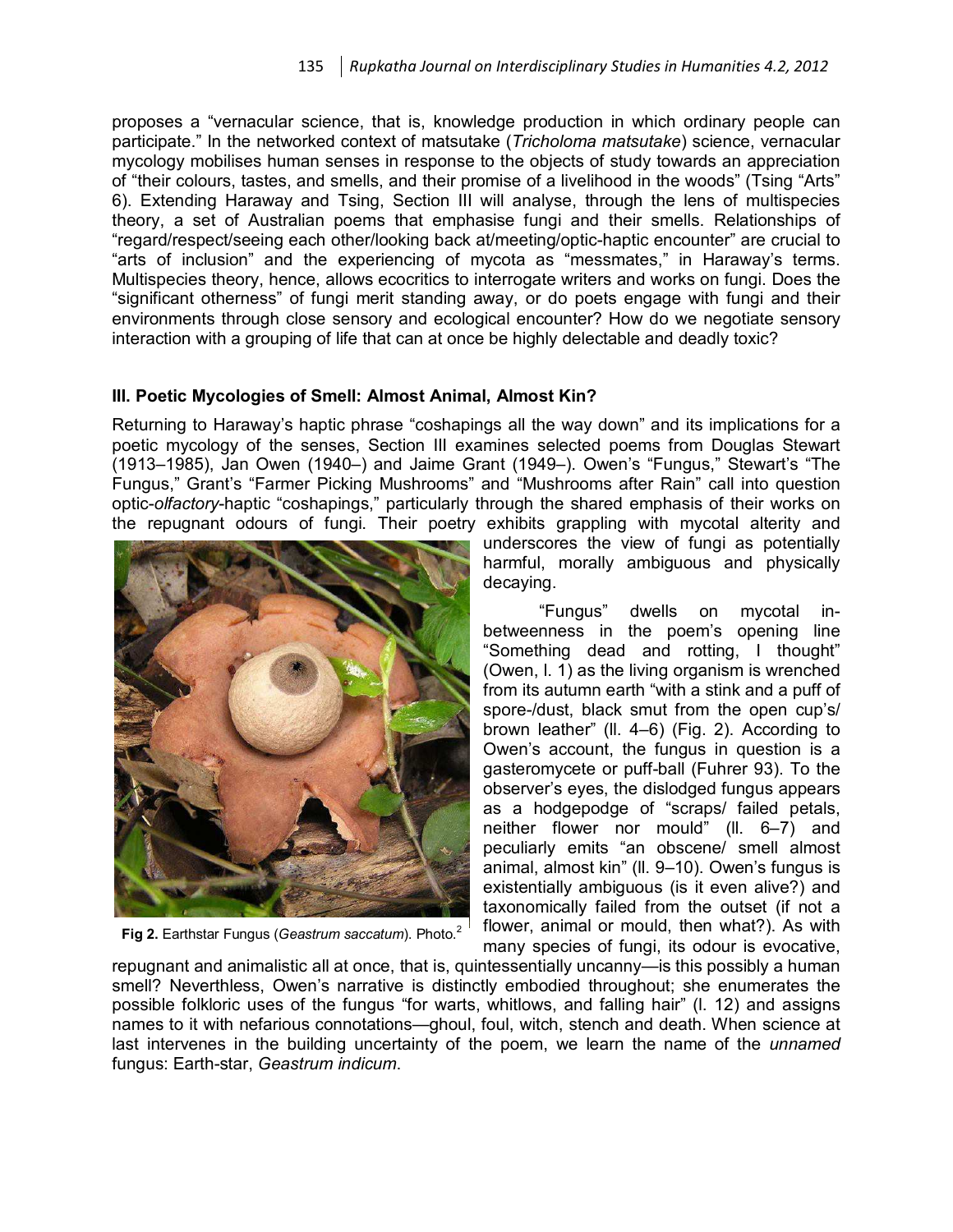proposes a "vernacular science, that is, knowledge production in which ordinary people can participate." In the networked context of matsutake (*Tricholoma matsutake*) science, vernacular mycology mobilises human senses in response to the objects of study towards an appreciation of "their colours, tastes, and smells, and their promise of a livelihood in the woods" (Tsing "Arts" 6). Extending Haraway and Tsing, Section III will analyse, through the lens of multispecies theory, a set of Australian poems that emphasise fungi and their smells. Relationships of "regard/respect/seeing each other/looking back at/meeting/optic-haptic encounter" are crucial to "arts of inclusion" and the experiencing of mycota as "messmates," in Haraway's terms. Multispecies theory, hence, allows ecocritics to interrogate writers and works on fungi. Does the "significant otherness" of fungi merit standing away, or do poets engage with fungi and their environments through close sensory and ecological encounter? How do we negotiate sensory interaction with a grouping of life that can at once be highly delectable and deadly toxic?

### III. Poetic Mycologies of Smell: Almost Animal, Almost Kin?

Returning to Haraway's haptic phrase "coshapings all the way down" and its implications for a poetic mycology of the senses, Section III examines selected poems from Douglas Stewart (1913–1985), Jan Owen (1940–) and Jaime Grant (1949–). Owen's "Fungus," Stewart's "The Fungus," Grant's "Farmer Picking Mushrooms" and "Mushrooms after Rain" call into question optic-*olfactory*-haptic "coshapings," particularly through the shared emphasis of their works on the repugnant odours of fungi. Their poetry exhibits grappling with mycotal alterity and underscores the view of fungi as potentially harmful, morally ambiguous and physically decaying.

**Fig 2.** Earthstar Fungus (*Geastrum saccatum*). Photo.[2]

"Fungus" dwells on mycotal in-betweenness in the poem's opening line "Something dead and rotting, I thought" (Owen, l. 1) as the living organism is wrenched from its autumn earth "with a stink and a puff of spore-/dust, black smut from the open cup's/ brown leather" (ll. 4–6) (Fig. 2). According to Owen's account, the fungus in question is a gasteromycete or puff-ball (Fuhrer 93). To the observer's eyes, the dislodged fungus appears as a hodgepodge of "scraps/ failed petals, neither flower nor mould" (ll. 6–7) and peculiarly emits "an obscene/ smell almost animal, almost kin" (ll. 9–10). Owen's fungus is existentially ambiguous (is it even alive?) and taxonomically failed from the outset (if not a flower, animal or mould, then what?). As with many species of fungi, its odour is evocative, repugnant and animalistic all at once, that is, quintessentially uncanny—is this possibly a human smell? Neverthless, Owen's narrative is distinctly embodied throughout; she enumerates the possible folkloric uses of the fungus "for warts, whitlows, and falling hair" (l. 12) and assigns names to it with nefarious connotations—ghoul, foul, witch, stench and death. When science at last intervenes in the building uncertainty of the poem, we learn the name of the *unnamed* fungus: Earth-star, *Geastrum indicum*.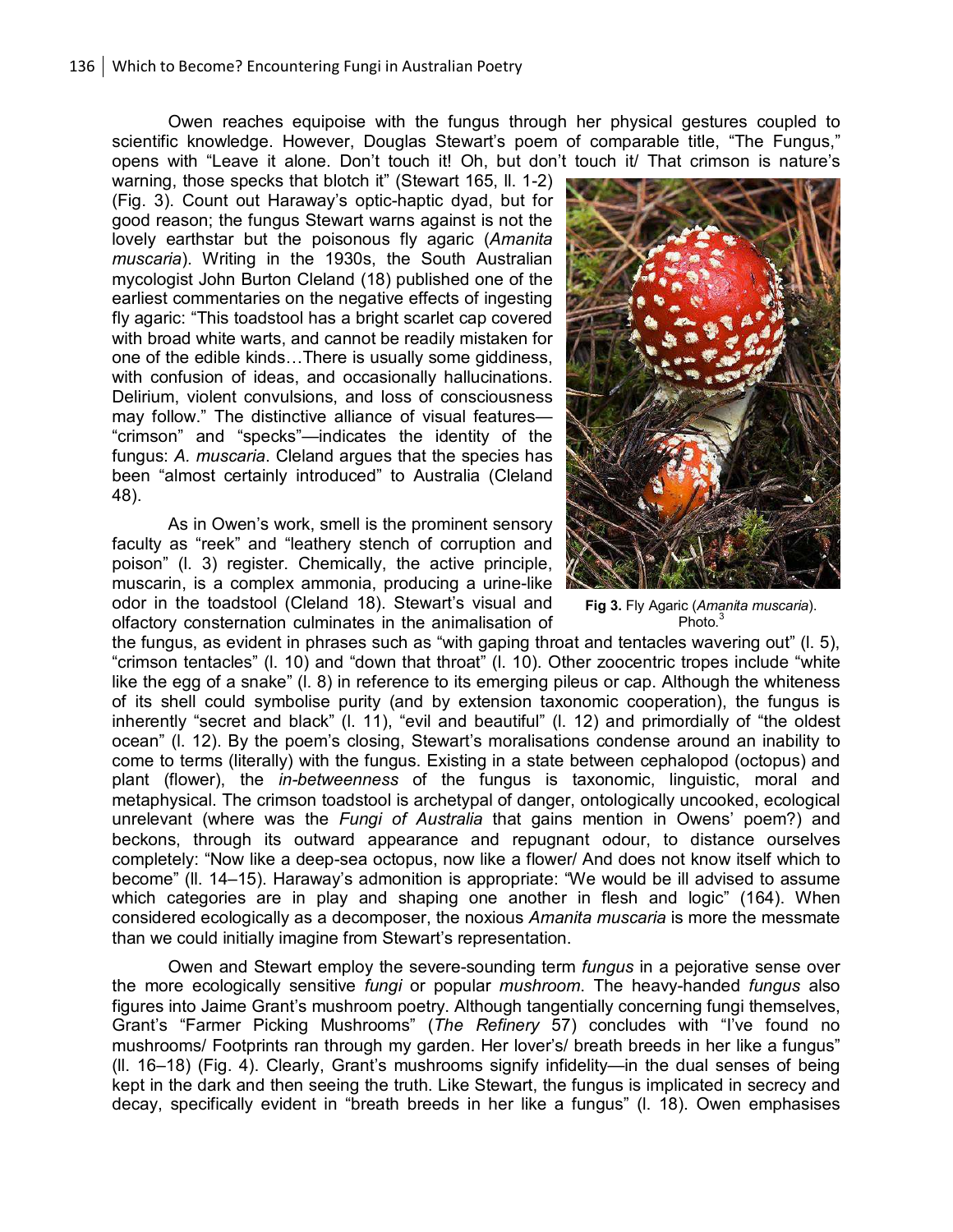Owen reaches equipoise with the fungus through her physical gestures coupled to scientific knowledge. However, Douglas Stewart's poem of comparable title, "The Fungus," opens with "Leave it alone. Don't touch it! Oh, but don't touch it/ That crimson is nature's warning, those specks that blotch it" (Stewart 165, ll. 1-2) (Fig. 3). Count out Haraway's optic-haptic dyad, but for good reason; the fungus Stewart warns against is not the lovely earthstar but the poisonous fly agaric (*Amanita muscaria*). Writing in the 1930s, the South Australian mycologist John Burton Cleland (18) published one of the earliest commentaries on the negative effects of ingesting fly agaric: "This toadstool has a bright scarlet cap covered with broad white warts, and cannot be readily mistaken for one of the edible kinds…There is usually some giddiness, with confusion of ideas, and occasionally hallucinations. Delirium, violent convulsions, and loss of consciousness may follow." The distinctive alliance of visual features—"crimson" and "specks"—indicates the identity of the fungus: *A. muscaria*. Cleland argues that the species has been "almost certainly introduced" to Australia (Cleland 48).

**Fig 3.** Fly Agaric (*Amanita muscaria*). Photo.[3]

As in Owen's work, smell is the prominent sensory faculty as "reek" and "leathery stench of corruption and poison" (l. 3) register. Chemically, the active principle, muscarin, is a complex ammonia, producing a urine-like odor in the toadstool (Cleland 18). Stewart's visual and olfactory consternation culminates in the animalisation of the fungus, as evident in phrases such as "with gaping throat and tentacles wavering out" (l. 5), "crimson tentacles" (l. 10) and "down that throat" (l. 10). Other zoocentric tropes include "white like the egg of a snake" (l. 8) in reference to its emerging pileus or cap. Although the whiteness of its shell could symbolise purity (and by extension taxonomic cooperation), the fungus is inherently "secret and black" (l. 11), "evil and beautiful" (l. 12) and primordially of "the oldest ocean" (l. 12). By the poem's closing, Stewart's moralisations condense around an inability to come to terms (literally) with the fungus. Existing in a state between cephalopod (octopus) and plant (flower), the *in-betweenness* of the fungus is taxonomic, linguistic, moral and metaphysical. The crimson toadstool is archetypal of danger, ontologically uncooked, ecological unrelevant (where was the *Fungi of Australia* that gains mention in Owens' poem?) and beckons, through its outward appearance and repugnant odour, to distance ourselves completely: "Now like a deep-sea octopus, now like a flower/ And does not know itself which to become" (ll. 14–15). Haraway's admonition is appropriate: "We would be ill advised to assume which categories are in play and shaping one another in flesh and logic" (164). When considered ecologically as a decomposer, the noxious *Amanita muscaria* is more the messmate than we could initially imagine from Stewart's representation.

Owen and Stewart employ the severe-sounding term *fungus* in a pejorative sense over the more ecologically sensitive *fungi* or popular *mushroom*. The heavy-handed *fungus* also figures into Jaime Grant's mushroom poetry. Although tangentially concerning fungi themselves, Grant's "Farmer Picking Mushrooms" (*The Refinery* 57) concludes with "I've found no mushrooms/ Footprints ran through my garden. Her lover's/ breath breeds in her like a fungus" (ll. 16–18) (Fig. 4). Clearly, Grant's mushrooms signify infidelity—in the dual senses of being kept in the dark and then seeing the truth. Like Stewart, the fungus is implicated in secrecy and decay, specifically evident in "breath breeds in her like a fungus" (l. 18). Owen emphasises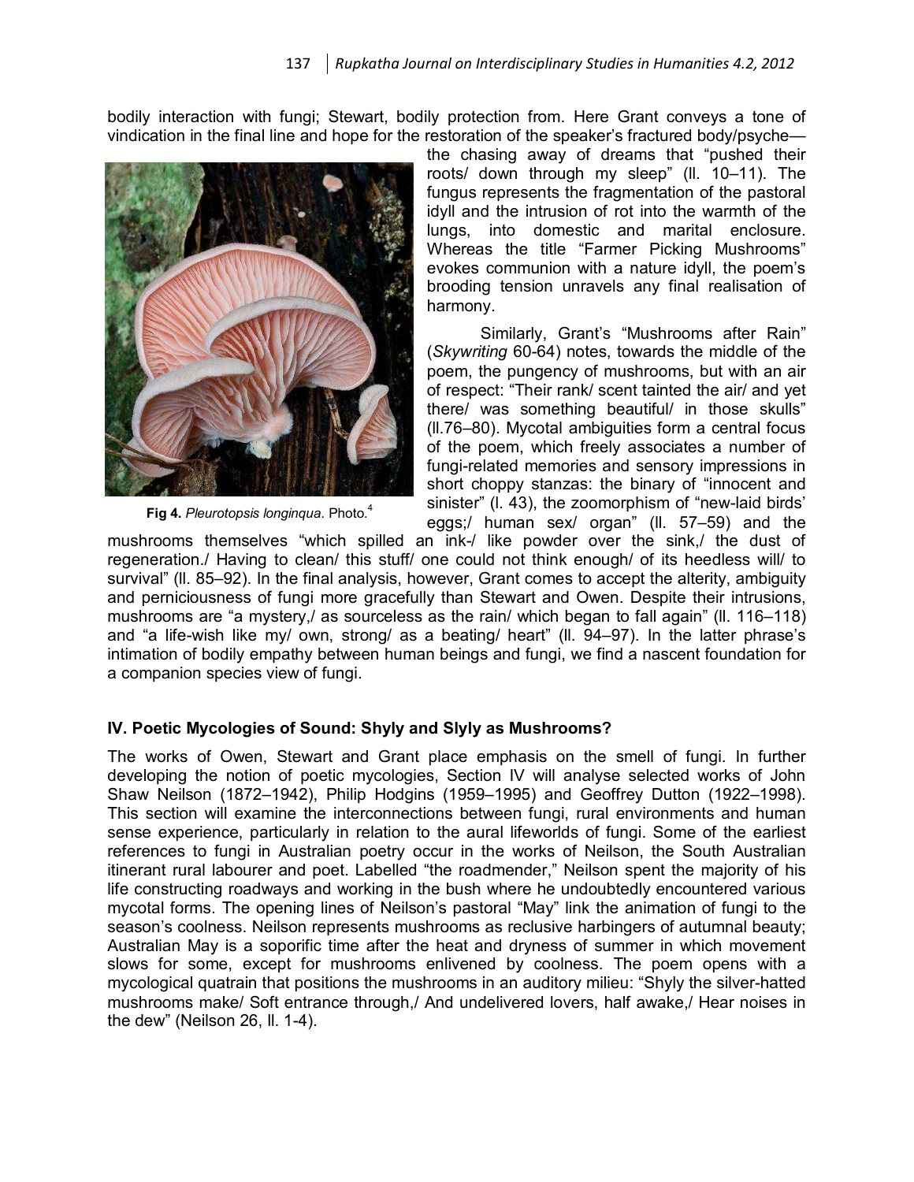bodily interaction with fungi; Stewart, bodily protection from. Here Grant conveys a tone of vindication in the final line and hope for the restoration of the speaker's fractured body/psyche—the chasing away of dreams that "pushed their roots/ down through my sleep" (ll. 10–11). The fungus represents the fragmentation of the pastoral idyll and the intrusion of rot into the warmth of the lungs, into domestic and marital enclosure. Whereas the title "Farmer Picking Mushrooms" evokes communion with a nature idyll, the poem's brooding tension unravels any final realisation of harmony.

**Fig 4.** *Pleurotopsis longinqua*. Photo.[4]

Similarly, Grant's "Mushrooms after Rain" (*Skywriting* 60-64) notes, towards the middle of the poem, the pungency of mushrooms, but with an air of respect: "Their rank/ scent tainted the air/ and yet there/ was something beautiful/ in those skulls" (ll.76–80). Mycotal ambiguities form a central focus of the poem, which freely associates a number of fungi-related memories and sensory impressions in short choppy stanzas: the binary of "innocent and sinister" (l. 43), the zoomorphism of "new-laid birds' eggs;/ human sex/ organ" (ll. 57–59) and the mushrooms themselves "which spilled an ink-/ like powder over the sink,/ the dust of regeneration./ Having to clean/ this stuff/ one could not think enough/ of its heedless will/ to survival" (ll. 85–92). In the final analysis, however, Grant comes to accept the alterity, ambiguity and perniciousness of fungi more gracefully than Stewart and Owen. Despite their intrusions, mushrooms are "a mystery,/ as sourceless as the rain/ which began to fall again" (ll. 116–118) and "a life-wish like my/ own, strong/ as a beating/ heart" (ll. 94–97). In the latter phrase's intimation of bodily empathy between human beings and fungi, we find a nascent foundation for a companion species view of fungi.

## IV. Poetic Mycologies of Sound: Shyly and Slyly as Mushrooms?

The works of Owen, Stewart and Grant place emphasis on the smell of fungi. In further developing the notion of poetic mycologies, Section IV will analyse selected works of John Shaw Neilson (1872–1942), Philip Hodgins (1959–1995) and Geoffrey Dutton (1922–1998). This section will examine the interconnections between fungi, rural environments and human sense experience, particularly in relation to the aural lifeworlds of fungi. Some of the earliest references to fungi in Australian poetry occur in the works of Neilson, the South Australian itinerant rural labourer and poet. Labelled "the roadmender," Neilson spent the majority of his life constructing roadways and working in the bush where he undoubtedly encountered various mycotal forms. The opening lines of Neilson's pastoral "May" link the animation of fungi to the season's coolness. Neilson represents mushrooms as reclusive harbingers of autumnal beauty; Australian May is a soporific time after the heat and dryness of summer in which movement slows for some, except for mushrooms enlivened by coolness. The poem opens with a mycological quatrain that positions the mushrooms in an auditory milieu: "Shyly the silver-hatted mushrooms make/ Soft entrance through,/ And undelivered lovers, half awake,/ Hear noises in the dew" (Neilson 26, ll. 1-4).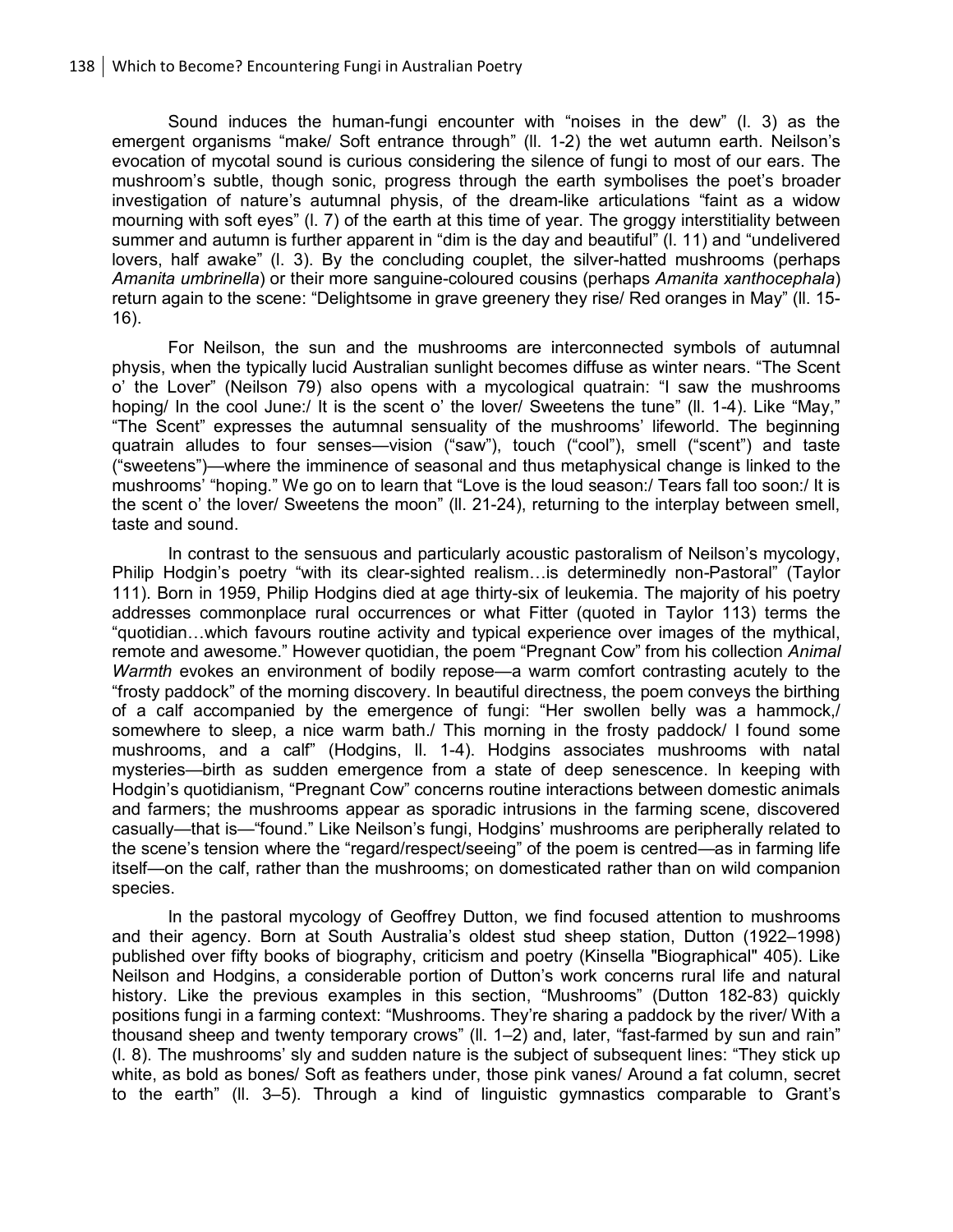Sound induces the human-fungi encounter with "noises in the dew" (l. 3) as the emergent organisms "make/ Soft entrance through" (ll. 1-2) the wet autumn earth. Neilson's evocation of mycotal sound is curious considering the silence of fungi to most of our ears. The mushroom's subtle, though sonic, progress through the earth symbolises the poet's broader investigation of nature's autumnal physis, of the dream-like articulations "faint as a widow mourning with soft eyes" (l. 7) of the earth at this time of year. The groggy interstitiality between summer and autumn is further apparent in "dim is the day and beautiful" (l. 11) and "undelivered lovers, half awake" (l. 3). By the concluding couplet, the silver-hatted mushrooms (perhaps *Amanita umbrinella*) or their more sanguine-coloured cousins (perhaps *Amanita xanthocephala*) return again to the scene: "Delightsome in grave greenery they rise/ Red oranges in May" (ll. 15-16).

For Neilson, the sun and the mushrooms are interconnected symbols of autumnal physis, when the typically lucid Australian sunlight becomes diffuse as winter nears. "The Scent o' the Lover" (Neilson 79) also opens with a mycological quatrain: "I saw the mushrooms hoping/ In the cool June:/ It is the scent o' the lover/ Sweetens the tune" (ll. 1-4). Like "May," "The Scent" expresses the autumnal sensuality of the mushrooms' lifeworld. The beginning quatrain alludes to four senses—vision ("saw"), touch ("cool"), smell ("scent") and taste ("sweetens")—where the imminence of seasonal and thus metaphysical change is linked to the mushrooms' "hoping." We go on to learn that "Love is the loud season:/ Tears fall too soon:/ It is the scent o' the lover/ Sweetens the moon" (ll. 21-24), returning to the interplay between smell, taste and sound.

In contrast to the sensuous and particularly acoustic pastoralism of Neilson's mycology, Philip Hodgin's poetry "with its clear-sighted realism…is determinedly non-Pastoral" (Taylor 111). Born in 1959, Philip Hodgins died at age thirty-six of leukemia. The majority of his poetry addresses commonplace rural occurrences or what Fitter (quoted in Taylor 113) terms the "quotidian…which favours routine activity and typical experience over images of the mythical, remote and awesome." However quotidian, the poem "Pregnant Cow" from his collection *Animal Warmth* evokes an environment of bodily repose—a warm comfort contrasting acutely to the "frosty paddock" of the morning discovery. In beautiful directness, the poem conveys the birthing of a calf accompanied by the emergence of fungi: "Her swollen belly was a hammock,/ somewhere to sleep, a nice warm bath./ This morning in the frosty paddock/ I found some mushrooms, and a calf" (Hodgins, ll. 1-4). Hodgins associates mushrooms with natal mysteries—birth as sudden emergence from a state of deep senescence. In keeping with Hodgin's quotidianism, "Pregnant Cow" concerns routine interactions between domestic animals and farmers; the mushrooms appear as sporadic intrusions in the farming scene, discovered casually—that is—"found." Like Neilson's fungi, Hodgins' mushrooms are peripherally related to the scene's tension where the "regard/respect/seeing" of the poem is centred—as in farming life itself—on the calf, rather than the mushrooms; on domesticated rather than on wild companion species.

In the pastoral mycology of Geoffrey Dutton, we find focused attention to mushrooms and their agency. Born at South Australia's oldest stud sheep station, Dutton (1922–1998) published over fifty books of biography, criticism and poetry (Kinsella "Biographical" 405). Like Neilson and Hodgins, a considerable portion of Dutton's work concerns rural life and natural history. Like the previous examples in this section, "Mushrooms" (Dutton 182-83) quickly positions fungi in a farming context: "Mushrooms. They're sharing a paddock by the river/ With a thousand sheep and twenty temporary crows" (ll. 1–2) and, later, "fast-farmed by sun and rain" (l. 8). The mushrooms' sly and sudden nature is the subject of subsequent lines: "They stick up white, as bold as bones/ Soft as feathers under, those pink vanes/ Around a fat column, secret to the earth" (ll. 3–5). Through a kind of linguistic gymnastics comparable to Grant's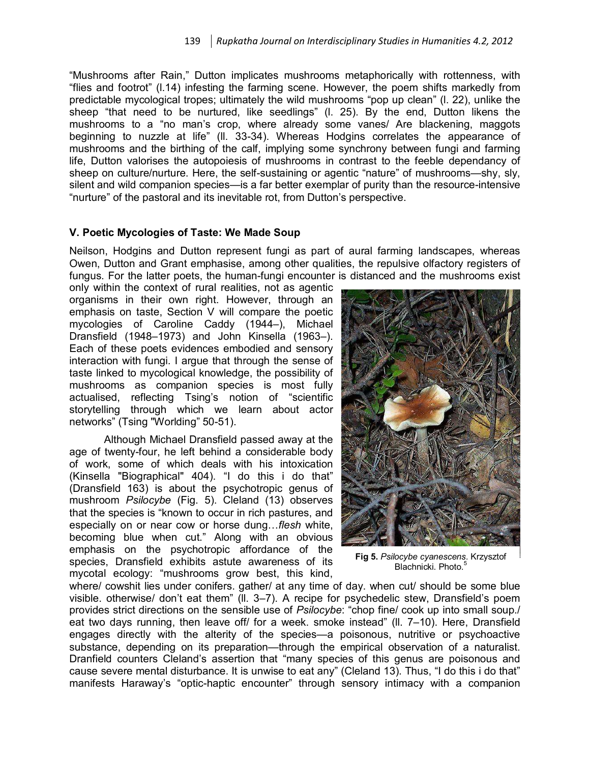"Mushrooms after Rain," Dutton implicates mushrooms metaphorically with rottenness, with "flies and footrot" (l.14) infesting the farming scene. However, the poem shifts markedly from predictable mycological tropes; ultimately the wild mushrooms "pop up clean" (l. 22), unlike the sheep "that need to be nurtured, like seedlings" (l. 25). By the end, Dutton likens the mushrooms to a "no man's crop, where already some vanes/ Are blackening, maggots beginning to nuzzle at life" (ll. 33-34). Whereas Hodgins correlates the appearance of mushrooms and the birthing of the calf, implying some synchrony between fungi and farming life, Dutton valorises the autopoiesis of mushrooms in contrast to the feeble dependancy of sheep on culture/nurture. Here, the self-sustaining or agentic "nature" of mushrooms—shy, sly, silent and wild companion species—is a far better exemplar of purity than the resource-intensive "nurture" of the pastoral and its inevitable rot, from Dutton's perspective.

## V. Poetic Mycologies of Taste: We Made Soup

Neilson, Hodgins and Dutton represent fungi as part of aural farming landscapes, whereas Owen, Dutton and Grant emphasise, among other qualities, the repulsive olfactory registers of fungus. For the latter poets, the human-fungi encounter is distanced and the mushrooms exist only within the context of rural realities, not as agentic organisms in their own right. However, through an emphasis on taste, Section V will compare the poetic mycologies of Caroline Caddy (1944–), Michael Dransfield (1948–1973) and John Kinsella (1963–). Each of these poets evidences embodied and sensory interaction with fungi. I argue that through the sense of taste linked to mycological knowledge, the possibility of mushrooms as companion species is most fully actualised, reflecting Tsing's notion of "scientific storytelling through which we learn about actor networks" (Tsing "Worlding" 50-51).

Although Michael Dransfield passed away at the age of twenty-four, he left behind a considerable body of work, some of which deals with his intoxication (Kinsella "Biographical" 404). "I do this i do that" (Dransfield 163) is about the psychotropic genus of mushroom *Psilocybe* (Fig. 5). Cleland (13) observes that the species is "known to occur in rich pastures, and especially on or near cow or horse dung…*flesh* white, becoming blue when cut." Along with an obvious emphasis on the psychotropic affordance of the species, Dransfield exhibits astute awareness of its mycotal ecology: "mushrooms grow best, this kind, where/ cowshit lies under conifers. gather/ at any time of day. when cut/ should be some blue visible. otherwise/ don't eat them" (ll. 3–7). A recipe for psychedelic stew, Dransfield's poem provides strict directions on the sensible use of *Psilocybe*: "chop fine/ cook up into small soup./ eat two days running, then leave off/ for a week. smoke instead" (ll. 7–10). Here, Dransfield engages directly with the alterity of the species—a poisonous, nutritive or psychoactive substance, depending on its preparation—through the empirical observation of a naturalist. Dranfield counters Cleland's assertion that "many species of this genus are poisonous and cause severe mental disturbance. It is unwise to eat any" (Cleland 13). Thus, "I do this i do that" manifests Haraway's "optic-haptic encounter" through sensory intimacy with a companion

**Fig 5.** *Psilocybe cyanescens*. Krzysztof Blachnicki. Photo.[5]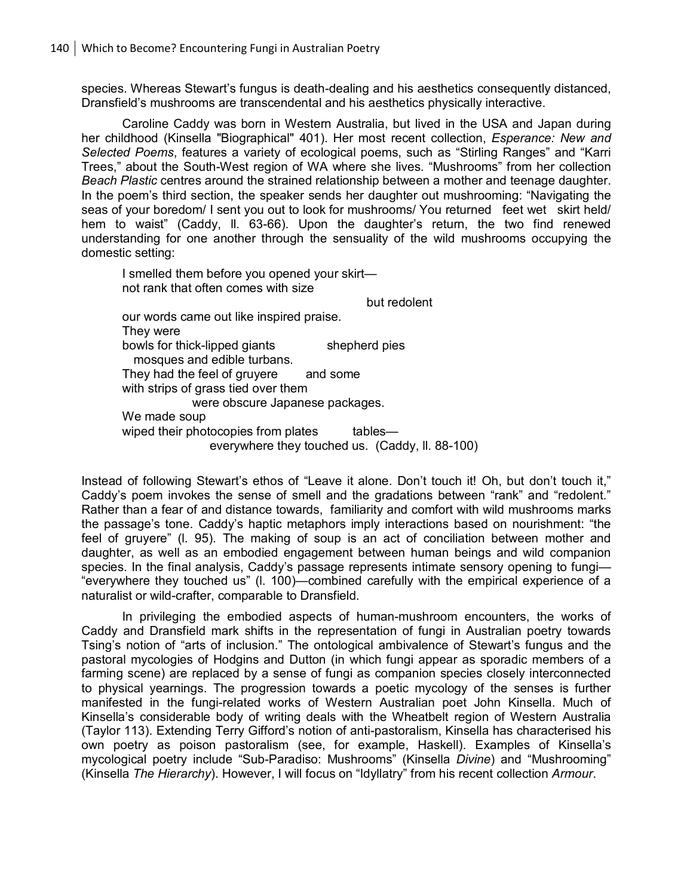species. Whereas Stewart's fungus is death-dealing and his aesthetics consequently distanced, Dransfield's mushrooms are transcendental and his aesthetics physically interactive.

Caroline Caddy was born in Western Australia, but lived in the USA and Japan during her childhood (Kinsella "Biographical" 401). Her most recent collection, *Esperance: New and Selected Poems*, features a variety of ecological poems, such as "Stirling Ranges" and "Karri Trees," about the South-West region of WA where she lives. "Mushrooms" from her collection *Beach Plastic* centres around the strained relationship between a mother and teenage daughter. In the poem's third section, the speaker sends her daughter out mushrooming: "Navigating the seas of your boredom/ I sent you out to look for mushrooms/ You returned feet wet skirt held/ hem to waist" (Caddy, ll. 63-66). Upon the daughter's return, the two find renewed understanding for one another through the sensuality of the wild mushrooms occupying the domestic setting:

> I smelled them before you opened your skirt—
> not rank that often comes with size
> but redolent
> our words came out like inspired praise.
> They were
> bowls for thick-lipped giants shepherd pies
> mosques and edible turbans.
> They had the feel of gruyere and some
> with strips of grass tied over them
> were obscure Japanese packages.
> We made soup
> wiped their photocopies from plates tables—
> everywhere they touched us. (Caddy, ll. 88-100)

Instead of following Stewart's ethos of "Leave it alone. Don't touch it! Oh, but don't touch it," Caddy's poem invokes the sense of smell and the gradations between "rank" and "redolent." Rather than a fear of and distance towards, familiarity and comfort with wild mushrooms marks the passage's tone. Caddy's haptic metaphors imply interactions based on nourishment: "the feel of gruyere" (l. 95). The making of soup is an act of conciliation between mother and daughter, as well as an embodied engagement between human beings and wild companion species. In the final analysis, Caddy's passage represents intimate sensory opening to fungi—"everywhere they touched us" (l. 100)—combined carefully with the empirical experience of a naturalist or wild-crafter, comparable to Dransfield.

In privileging the embodied aspects of human-mushroom encounters, the works of Caddy and Dransfield mark shifts in the representation of fungi in Australian poetry towards Tsing's notion of "arts of inclusion." The ontological ambivalence of Stewart's fungus and the pastoral mycologies of Hodgins and Dutton (in which fungi appear as sporadic members of a farming scene) are replaced by a sense of fungi as companion species closely interconnected to physical yearnings. The progression towards a poetic mycology of the senses is further manifested in the fungi-related works of Western Australian poet John Kinsella. Much of Kinsella's considerable body of writing deals with the Wheatbelt region of Western Australia (Taylor 113). Extending Terry Gifford's notion of anti-pastoralism, Kinsella has characterised his own poetry as poison pastoralism (see, for example, Haskell). Examples of Kinsella's mycological poetry include "Sub-Paradiso: Mushrooms" (Kinsella *Divine*) and "Mushrooming" (Kinsella *The Hierarchy*). However, I will focus on "Idyllatry" from his recent collection *Armour*.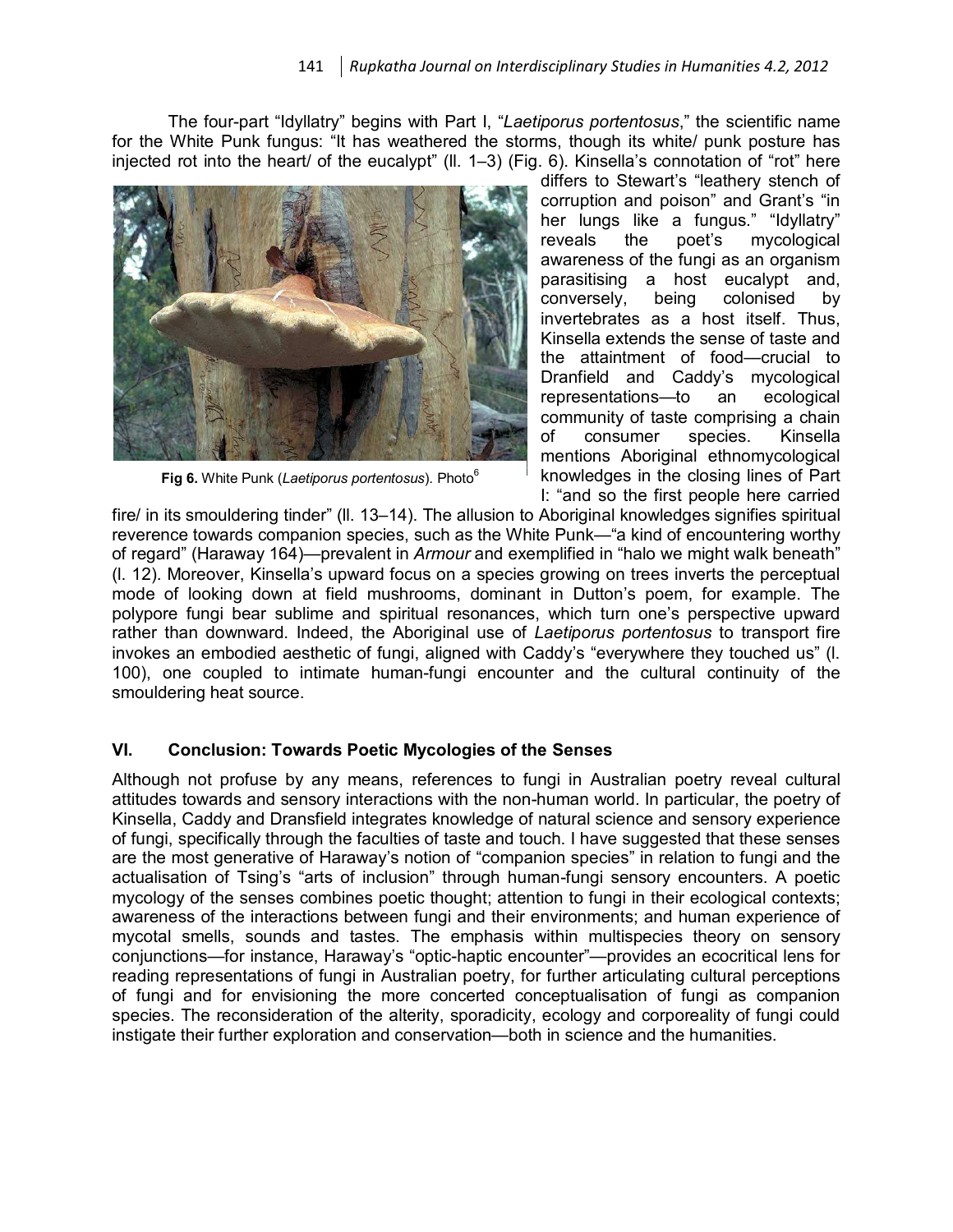The four-part "Idyllatry" begins with Part I, "*Laetiporus portentosus*," the scientific name for the White Punk fungus: "It has weathered the storms, though its white/ punk posture has injected rot into the heart/ of the eucalypt" (ll. 1–3) (Fig. 6). Kinsella's connotation of "rot" here differs to Stewart's "leathery stench of corruption and poison" and Grant's "in her lungs like a fungus." "Idyllatry" reveals the poet's mycological awareness of the fungi as an organism parasitising a host eucalypt and, conversely, being colonised by invertebrates as a host itself. Thus, Kinsella extends the sense of taste and the attaintment of food—crucial to Dranfield and Caddy's mycological representations—to an ecological community of taste comprising a chain of consumer species. Kinsella mentions Aboriginal ethnomycological knowledges in the closing lines of Part I: "and so the first people here carried fire/ in its smouldering tinder" (ll. 13–14). The allusion to Aboriginal knowledges signifies spiritual reverence towards companion species, such as the White Punk—"a kind of encountering worthy of regard" (Haraway 164)—prevalent in *Armour* and exemplified in "halo we might walk beneath" (l. 12). Moreover, Kinsella's upward focus on a species growing on trees inverts the perceptual mode of looking down at field mushrooms, dominant in Dutton's poem, for example. The polypore fungi bear sublime and spiritual resonances, which turn one's perspective upward rather than downward. Indeed, the Aboriginal use of *Laetiporus portentosus* to transport fire invokes an embodied aesthetic of fungi, aligned with Caddy's "everywhere they touched us" (l. 100), one coupled to intimate human-fungi encounter and the cultural continuity of the smouldering heat source.

**Fig 6.** White Punk (*Laetiporus portentosus*). Photo[6]

## VI. Conclusion: Towards Poetic Mycologies of the Senses

Although not profuse by any means, references to fungi in Australian poetry reveal cultural attitudes towards and sensory interactions with the non-human world. In particular, the poetry of Kinsella, Caddy and Dransfield integrates knowledge of natural science and sensory experience of fungi, specifically through the faculties of taste and touch. I have suggested that these senses are the most generative of Haraway's notion of "companion species" in relation to fungi and the actualisation of Tsing's "arts of inclusion" through human-fungi sensory encounters. A poetic mycology of the senses combines poetic thought; attention to fungi in their ecological contexts; awareness of the interactions between fungi and their environments; and human experience of mycotal smells, sounds and tastes. The emphasis within multispecies theory on sensory conjunctions—for instance, Haraway's "optic-haptic encounter"—provides an ecocritical lens for reading representations of fungi in Australian poetry, for further articulating cultural perceptions of fungi and for envisioning the more concerted conceptualisation of fungi as companion species. The reconsideration of the alterity, sporadicity, ecology and corporeality of fungi could instigate their further exploration and conservation—both in science and the humanities.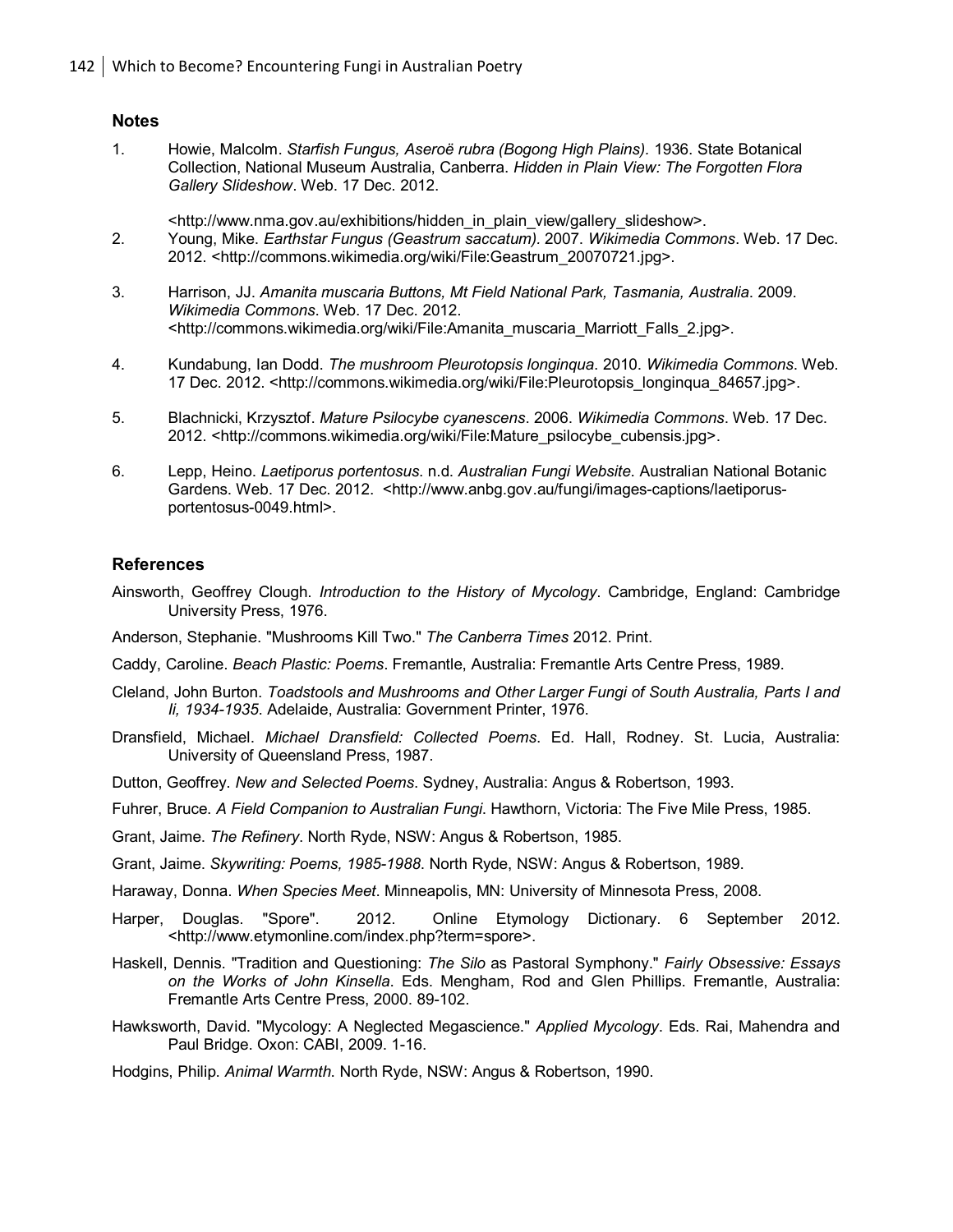## Notes

1. Howie, Malcolm. *Starfish Fungus, Aseroë rubra (Bogong High Plains).* 1936. State Botanical Collection, National Museum Australia, Canberra. *Hidden in Plain View: The Forgotten Flora Gallery Slideshow*. Web. 17 Dec. 2012.

   <http://www.nma.gov.au/exhibitions/hidden_in_plain_view/gallery_slideshow>.
2. Young, Mike. *Earthstar Fungus (Geastrum saccatum).* 2007. *Wikimedia Commons*. Web. 17 Dec. 2012. <http://commons.wikimedia.org/wiki/File:Geastrum_20070721.jpg>.
3. Harrison, JJ. *Amanita muscaria Buttons, Mt Field National Park, Tasmania, Australia*. 2009. *Wikimedia Commons*. Web. 17 Dec. 2012. <http://commons.wikimedia.org/wiki/File:Amanita_muscaria_Marriott_Falls_2.jpg>.
4. Kundabung, Ian Dodd. *The mushroom Pleurotopsis longinqua*. 2010. *Wikimedia Commons*. Web. 17 Dec. 2012. <http://commons.wikimedia.org/wiki/File:Pleurotopsis_longinqua_84657.jpg>.
5. Blachnicki, Krzysztof. *Mature Psilocybe cyanescens*. 2006. *Wikimedia Commons*. Web. 17 Dec. 2012. <http://commons.wikimedia.org/wiki/File:Mature_psilocybe_cubensis.jpg>.
6. Lepp, Heino. *Laetiporus portentosus*. n.d. *Australian Fungi Website*. Australian National Botanic Gardens. Web. 17 Dec. 2012. <http://www.anbg.gov.au/fungi/images-captions/laetiporus-portentosus-0049.html>.

## References

Ainsworth, Geoffrey Clough. *Introduction to the History of Mycology*. Cambridge, England: Cambridge University Press, 1976.

Anderson, Stephanie. "Mushrooms Kill Two." *The Canberra Times* 2012. Print.

Caddy, Caroline. *Beach Plastic: Poems*. Fremantle, Australia: Fremantle Arts Centre Press, 1989.

Cleland, John Burton. *Toadstools and Mushrooms and Other Larger Fungi of South Australia, Parts I and Ii, 1934-1935*. Adelaide, Australia: Government Printer, 1976.

Dransfield, Michael. *Michael Dransfield: Collected Poems*. Ed. Hall, Rodney. St. Lucia, Australia: University of Queensland Press, 1987.

Dutton, Geoffrey. *New and Selected Poems*. Sydney, Australia: Angus & Robertson, 1993.

Fuhrer, Bruce. *A Field Companion to Australian Fungi*. Hawthorn, Victoria: The Five Mile Press, 1985.

Grant, Jaime. *The Refinery*. North Ryde, NSW: Angus & Robertson, 1985.

Grant, Jaime. *Skywriting: Poems, 1985-1988*. North Ryde, NSW: Angus & Robertson, 1989.

Haraway, Donna. *When Species Meet*. Minneapolis, MN: University of Minnesota Press, 2008.

Harper, Douglas. "Spore". 2012. Online Etymology Dictionary. 6 September 2012. <http://www.etymonline.com/index.php?term=spore>.

Haskell, Dennis. "Tradition and Questioning: *The Silo* as Pastoral Symphony." *Fairly Obsessive: Essays on the Works of John Kinsella*. Eds. Mengham, Rod and Glen Phillips. Fremantle, Australia: Fremantle Arts Centre Press, 2000. 89-102.

Hawksworth, David. "Mycology: A Neglected Megascience." *Applied Mycology*. Eds. Rai, Mahendra and Paul Bridge. Oxon: CABI, 2009. 1-16.

Hodgins, Philip. *Animal Warmth*. North Ryde, NSW: Angus & Robertson, 1990.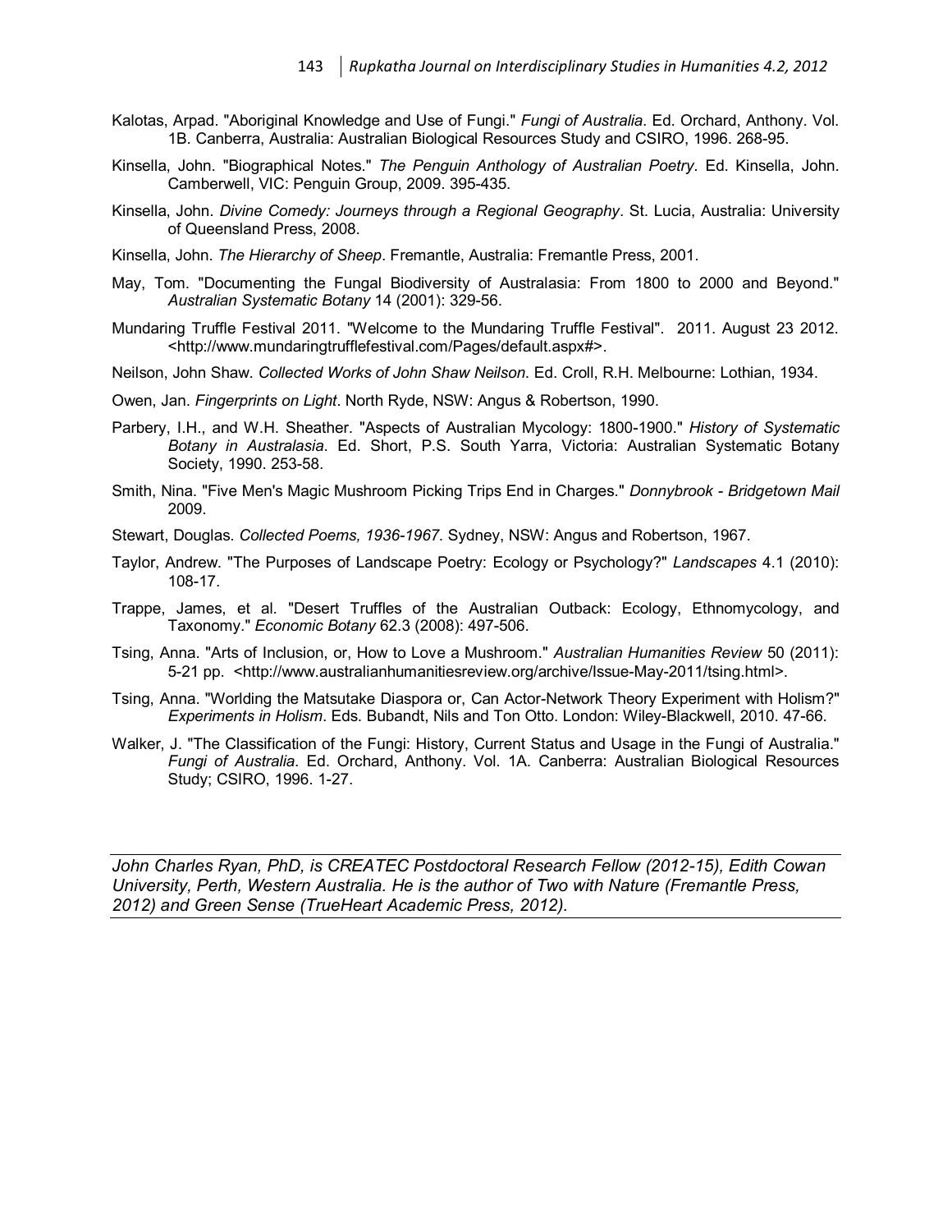Kalotas, Arpad. "Aboriginal Knowledge and Use of Fungi." *Fungi of Australia*. Ed. Orchard, Anthony. Vol. 1B. Canberra, Australia: Australian Biological Resources Study and CSIRO, 1996. 268-95.

Kinsella, John. "Biographical Notes." *The Penguin Anthology of Australian Poetry*. Ed. Kinsella, John. Camberwell, VIC: Penguin Group, 2009. 395-435.

Kinsella, John. *Divine Comedy: Journeys through a Regional Geography*. St. Lucia, Australia: University of Queensland Press, 2008.

Kinsella, John. *The Hierarchy of Sheep*. Fremantle, Australia: Fremantle Press, 2001.

May, Tom. "Documenting the Fungal Biodiversity of Australasia: From 1800 to 2000 and Beyond." *Australian Systematic Botany* 14 (2001): 329-56.

Mundaring Truffle Festival 2011. "Welcome to the Mundaring Truffle Festival". 2011. August 23 2012. <http://www.mundaringtrufflefestival.com/Pages/default.aspx#>.

Neilson, John Shaw. *Collected Works of John Shaw Neilson*. Ed. Croll, R.H. Melbourne: Lothian, 1934.

Owen, Jan. *Fingerprints on Light*. North Ryde, NSW: Angus & Robertson, 1990.

Parbery, I.H., and W.H. Sheather. "Aspects of Australian Mycology: 1800-1900." *History of Systematic Botany in Australasia*. Ed. Short, P.S. South Yarra, Victoria: Australian Systematic Botany Society, 1990. 253-58.

Smith, Nina. "Five Men's Magic Mushroom Picking Trips End in Charges." *Donnybrook - Bridgetown Mail* 2009.

Stewart, Douglas. *Collected Poems, 1936-1967*. Sydney, NSW: Angus and Robertson, 1967.

Taylor, Andrew. "The Purposes of Landscape Poetry: Ecology or Psychology?" *Landscapes* 4.1 (2010): 108-17.

Trappe, James, et al. "Desert Truffles of the Australian Outback: Ecology, Ethnomycology, and Taxonomy." *Economic Botany* 62.3 (2008): 497-506.

Tsing, Anna. "Arts of Inclusion, or, How to Love a Mushroom." *Australian Humanities Review* 50 (2011): 5-21 pp. <http://www.australianhumanitiesreview.org/archive/Issue-May-2011/tsing.html>.

Tsing, Anna. "Worlding the Matsutake Diaspora or, Can Actor-Network Theory Experiment with Holism?" *Experiments in Holism*. Eds. Bubandt, Nils and Ton Otto. London: Wiley-Blackwell, 2010. 47-66.

Walker, J. "The Classification of the Fungi: History, Current Status and Usage in the Fungi of Australia." *Fungi of Australia*. Ed. Orchard, Anthony. Vol. 1A. Canberra: Australian Biological Resources Study; CSIRO, 1996. 1-27.

---

*John Charles Ryan, PhD, is CREATEC Postdoctoral Research Fellow (2012-15), Edith Cowan University, Perth, Western Australia. He is the author of Two with Nature (Fremantle Press, 2012) and Green Sense (TrueHeart Academic Press, 2012).*